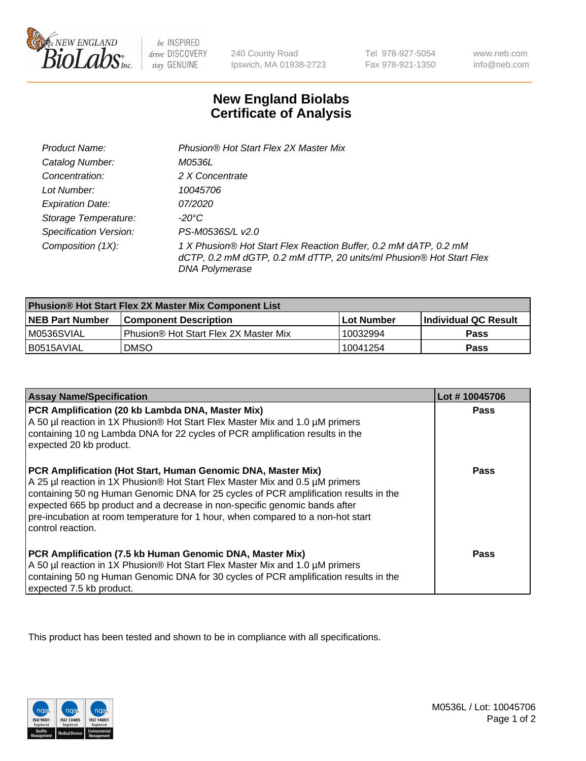New England BioLabs Inc. — be INSPIRED drive DISCOVERY stay GENUINE

240 County Road
Ipswich, MA 01938-2723

Tel 978-927-5054
Fax 978-921-1350

www.neb.com
info@neb.com

# New England Biolabs
# Certificate of Analysis

| | |
|---|---|
| *Product Name:* | *Phusion® Hot Start Flex 2X Master Mix* |
| *Catalog Number:* | *M0536L* |
| *Concentration:* | *2 X Concentrate* |
| *Lot Number:* | *10045706* |
| *Expiration Date:* | *07/2020* |
| *Storage Temperature:* | *-20°C* |
| *Specification Version:* | *PS-M0536S/L v2.0* |
| *Composition (1X):* | *1 X Phusion® Hot Start Flex Reaction Buffer, 0.2 mM dATP, 0.2 mM dCTP, 0.2 mM dGTP, 0.2 mM dTTP, 20 units/ml Phusion® Hot Start Flex DNA Polymerase* |

| **Phusion® Hot Start Flex 2X Master Mix Component List** | | | |
|---|---|---|---|
| **NEB Part Number** | **Component Description** | **Lot Number** | **Individual QC Result** |
| M0536SVIAL | Phusion® Hot Start Flex 2X Master Mix | 10032994 | **Pass** |
| B0515AVIAL | DMSO | 10041254 | **Pass** |

| **Assay Name/Specification** | **Lot # 10045706** |
|---|---|
| **PCR Amplification (20 kb Lambda DNA, Master Mix)** A 50 µl reaction in 1X Phusion® Hot Start Flex Master Mix and 1.0 µM primers containing 10 ng Lambda DNA for 22 cycles of PCR amplification results in the expected 20 kb product. | **Pass** |
| **PCR Amplification (Hot Start, Human Genomic DNA, Master Mix)** A 25 µl reaction in 1X Phusion® Hot Start Flex Master Mix and 0.5 µM primers containing 50 ng Human Genomic DNA for 25 cycles of PCR amplification results in the expected 665 bp product and a decrease in non-specific genomic bands after pre-incubation at room temperature for 1 hour, when compared to a non-hot start control reaction. | **Pass** |
| **PCR Amplification (7.5 kb Human Genomic DNA, Master Mix)** A 50 µl reaction in 1X Phusion® Hot Start Flex Master Mix and 1.0 µM primers containing 50 ng Human Genomic DNA for 30 cycles of PCR amplification results in the expected 7.5 kb product. | **Pass** |

This product has been tested and shown to be in compliance with all specifications.

ISO 9001 Registered Quality Management | ISO 13485 Registered Medical Devices | ISO 14001 Registered Environmental Management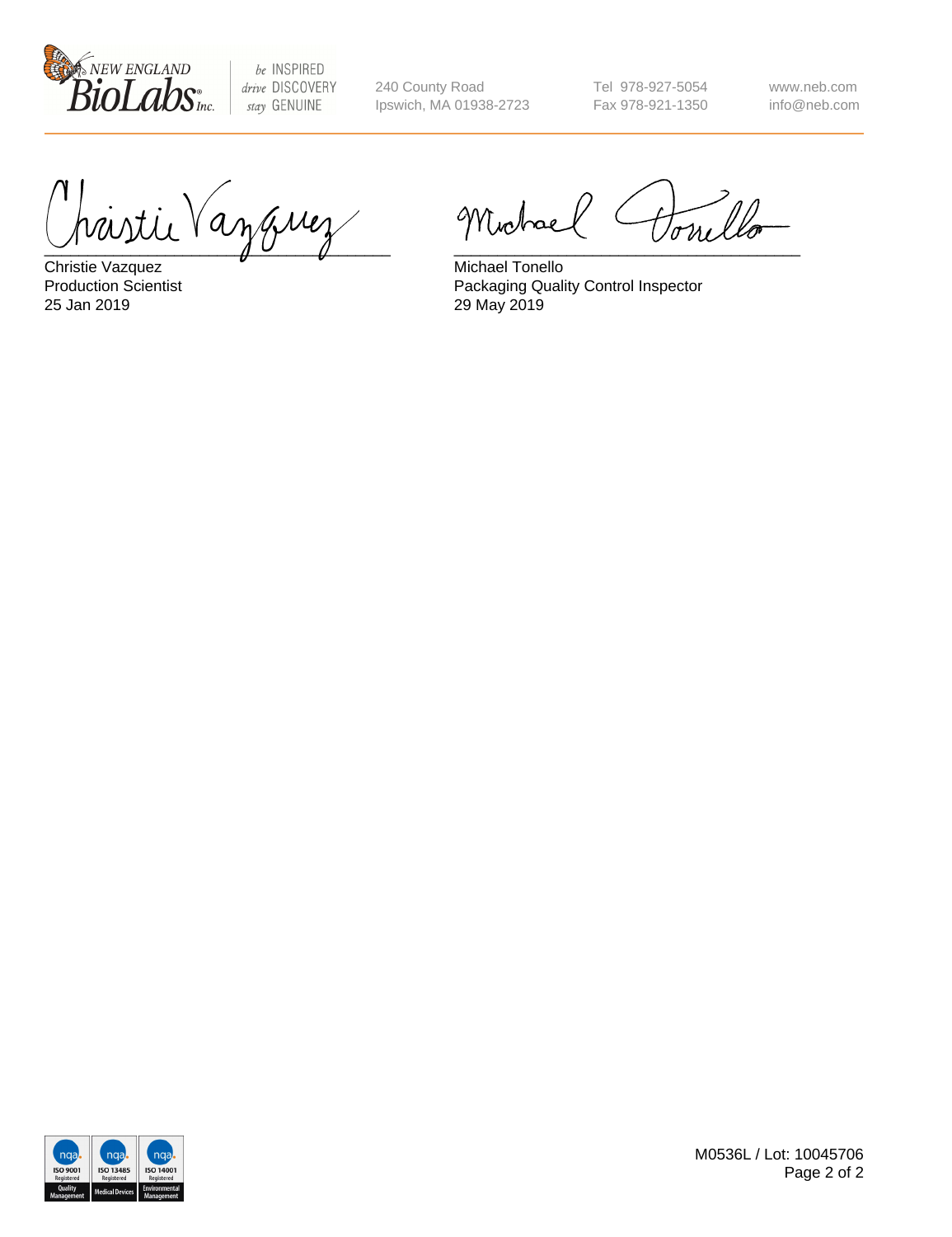Christie Vazquez
Production Scientist
25 Jan 2019

Michael Tonello
Packaging Quality Control Inspector
29 May 2019

M0536L / Lot: 10045706